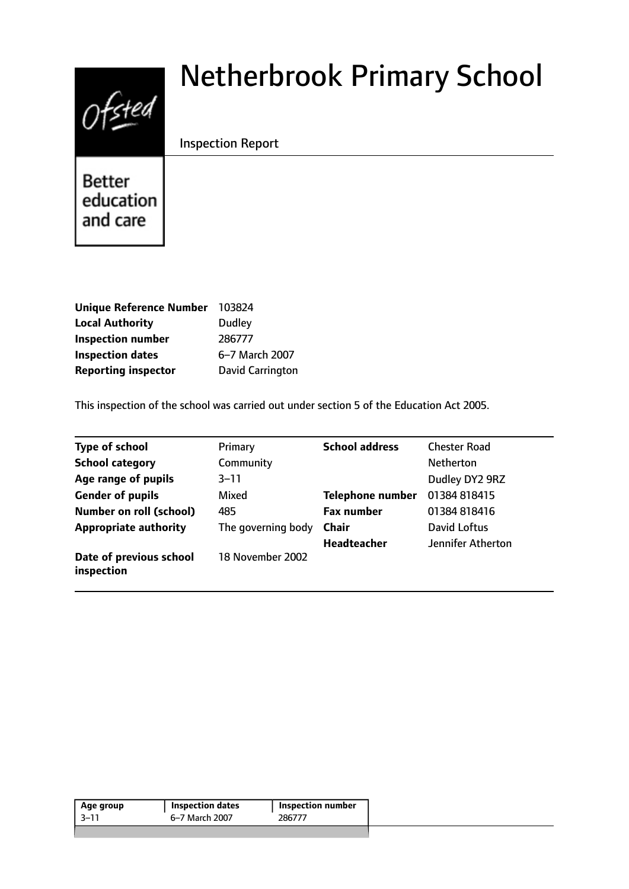# Netherbrook Primary School

Inspection Report

Better education and care

| | |
|---|---|
| **Unique Reference Number** | 103824 |
| **Local Authority** | Dudley |
| **Inspection number** | 286777 |
| **Inspection dates** | 6–7 March 2007 |
| **Reporting inspector** | David Carrington |

This inspection of the school was carried out under section 5 of the Education Act 2005.

| | | | |
|---|---|---|---|
| **Type of school** | Primary | **School address** | Chester Road |
| **School category** | Community | | Netherton |
| **Age range of pupils** | 3–11 | | Dudley DY2 9RZ |
| **Gender of pupils** | Mixed | **Telephone number** | 01384 818415 |
| **Number on roll (school)** | 485 | **Fax number** | 01384 818416 |
| **Appropriate authority** | The governing body | **Chair** | David Loftus |
| | | **Headteacher** | Jennifer Atherton |
| **Date of previous school inspection** | 18 November 2002 | | |

| Age group | Inspection dates | Inspection number |
|---|---|---|
| 3–11 | 6–7 March 2007 | 286777 |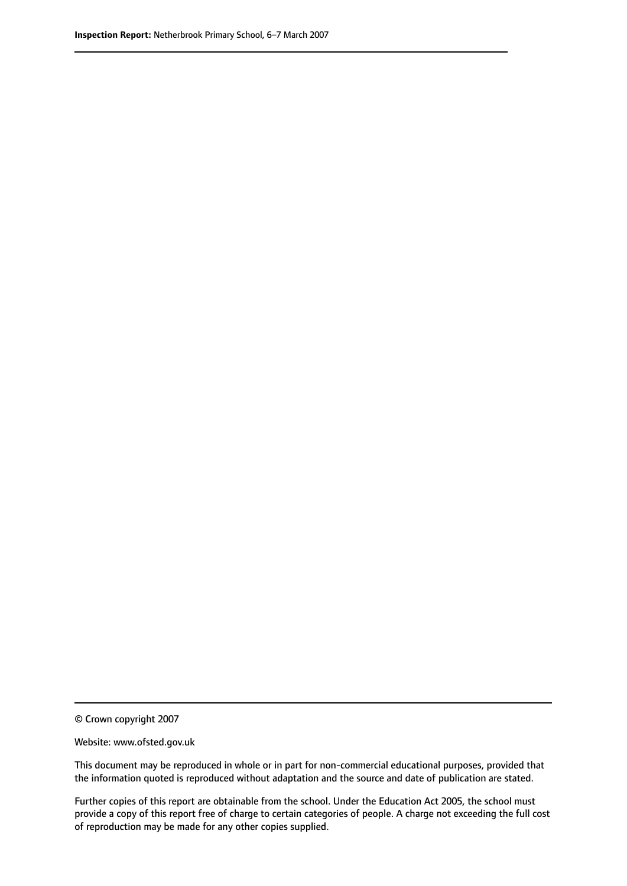© Crown copyright 2007

Website: www.ofsted.gov.uk

This document may be reproduced in whole or in part for non-commercial educational purposes, provided that the information quoted is reproduced without adaptation and the source and date of publication are stated.

Further copies of this report are obtainable from the school. Under the Education Act 2005, the school must provide a copy of this report free of charge to certain categories of people. A charge not exceeding the full cost of reproduction may be made for any other copies supplied.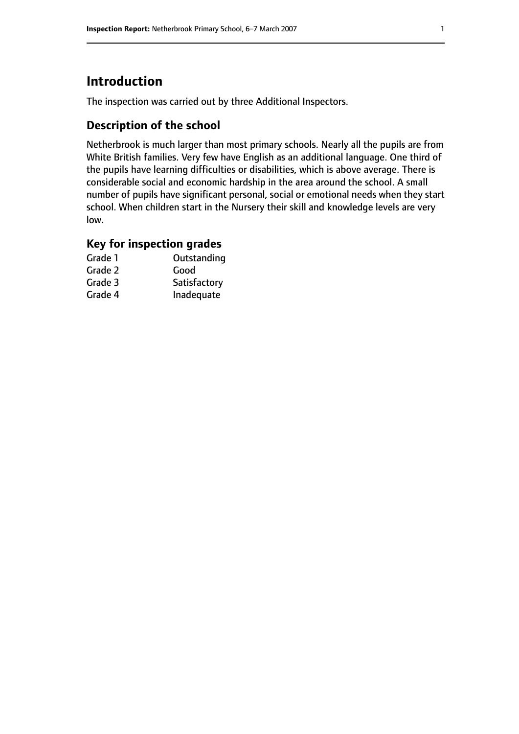# Introduction

The inspection was carried out by three Additional Inspectors.

## Description of the school

Netherbrook is much larger than most primary schools. Nearly all the pupils are from White British families. Very few have English as an additional language. One third of the pupils have learning difficulties or disabilities, which is above average. There is considerable social and economic hardship in the area around the school. A small number of pupils have significant personal, social or emotional needs when they start school. When children start in the Nursery their skill and knowledge levels are very low.

### Key for inspection grades

| | |
|---|---|
| Grade 1 | Outstanding |
| Grade 2 | Good |
| Grade 3 | Satisfactory |
| Grade 4 | Inadequate |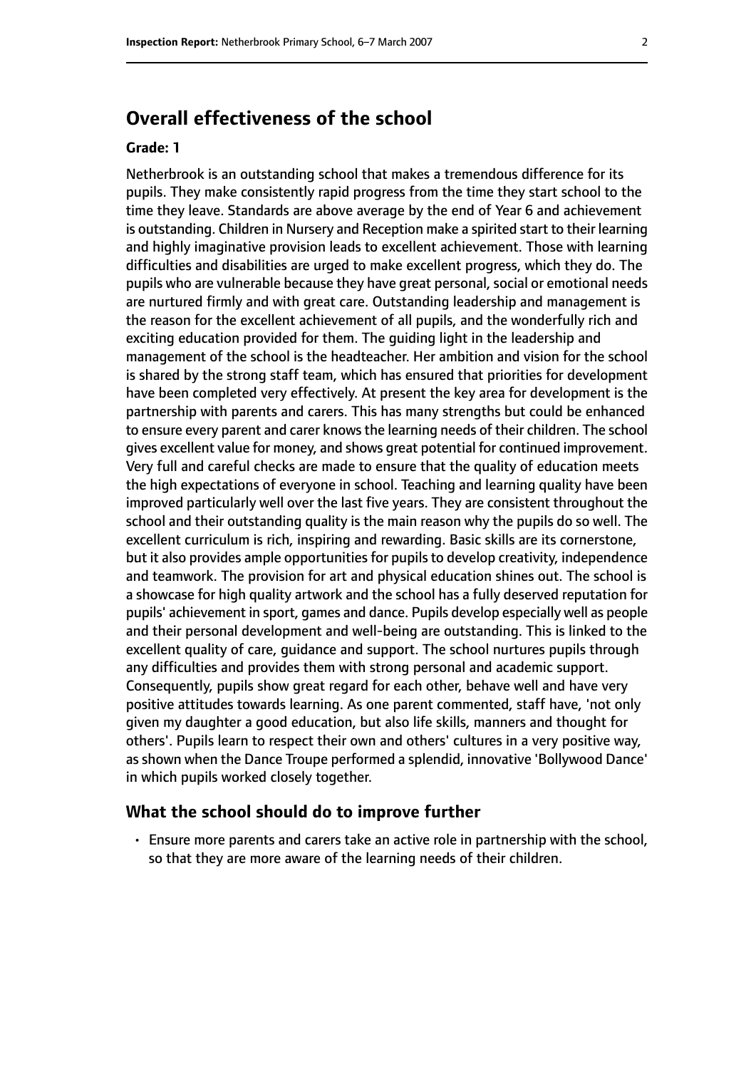## Overall effectiveness of the school

**Grade: 1**

Netherbrook is an outstanding school that makes a tremendous difference for its pupils. They make consistently rapid progress from the time they start school to the time they leave. Standards are above average by the end of Year 6 and achievement is outstanding. Children in Nursery and Reception make a spirited start to their learning and highly imaginative provision leads to excellent achievement. Those with learning difficulties and disabilities are urged to make excellent progress, which they do. The pupils who are vulnerable because they have great personal, social or emotional needs are nurtured firmly and with great care. Outstanding leadership and management is the reason for the excellent achievement of all pupils, and the wonderfully rich and exciting education provided for them. The guiding light in the leadership and management of the school is the headteacher. Her ambition and vision for the school is shared by the strong staff team, which has ensured that priorities for development have been completed very effectively. At present the key area for development is the partnership with parents and carers. This has many strengths but could be enhanced to ensure every parent and carer knows the learning needs of their children. The school gives excellent value for money, and shows great potential for continued improvement. Very full and careful checks are made to ensure that the quality of education meets the high expectations of everyone in school. Teaching and learning quality have been improved particularly well over the last five years. They are consistent throughout the school and their outstanding quality is the main reason why the pupils do so well. The excellent curriculum is rich, inspiring and rewarding. Basic skills are its cornerstone, but it also provides ample opportunities for pupils to develop creativity, independence and teamwork. The provision for art and physical education shines out. The school is a showcase for high quality artwork and the school has a fully deserved reputation for pupils' achievement in sport, games and dance. Pupils develop especially well as people and their personal development and well-being are outstanding. This is linked to the excellent quality of care, guidance and support. The school nurtures pupils through any difficulties and provides them with strong personal and academic support. Consequently, pupils show great regard for each other, behave well and have very positive attitudes towards learning. As one parent commented, staff have, 'not only given my daughter a good education, but also life skills, manners and thought for others'. Pupils learn to respect their own and others' cultures in a very positive way, as shown when the Dance Troupe performed a splendid, innovative 'Bollywood Dance' in which pupils worked closely together.

### What the school should do to improve further

- Ensure more parents and carers take an active role in partnership with the school, so that they are more aware of the learning needs of their children.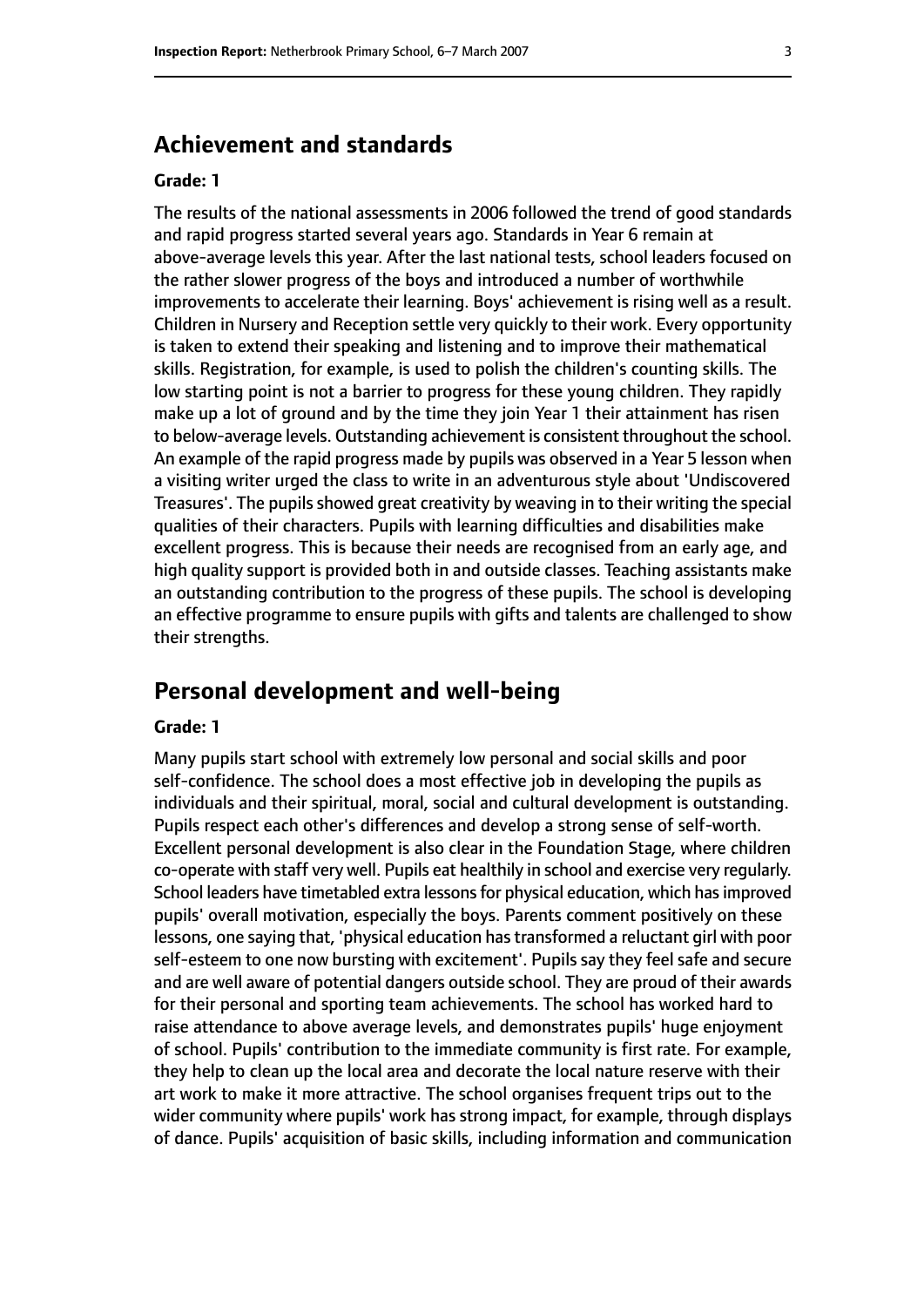## Achievement and standards

**Grade: 1**

The results of the national assessments in 2006 followed the trend of good standards and rapid progress started several years ago. Standards in Year 6 remain at above-average levels this year. After the last national tests, school leaders focused on the rather slower progress of the boys and introduced a number of worthwhile improvements to accelerate their learning. Boys' achievement is rising well as a result. Children in Nursery and Reception settle very quickly to their work. Every opportunity is taken to extend their speaking and listening and to improve their mathematical skills. Registration, for example, is used to polish the children's counting skills. The low starting point is not a barrier to progress for these young children. They rapidly make up a lot of ground and by the time they join Year 1 their attainment has risen to below-average levels. Outstanding achievement is consistent throughout the school. An example of the rapid progress made by pupils was observed in a Year 5 lesson when a visiting writer urged the class to write in an adventurous style about 'Undiscovered Treasures'. The pupils showed great creativity by weaving in to their writing the special qualities of their characters. Pupils with learning difficulties and disabilities make excellent progress. This is because their needs are recognised from an early age, and high quality support is provided both in and outside classes. Teaching assistants make an outstanding contribution to the progress of these pupils. The school is developing an effective programme to ensure pupils with gifts and talents are challenged to show their strengths.

## Personal development and well-being

**Grade: 1**

Many pupils start school with extremely low personal and social skills and poor self-confidence. The school does a most effective job in developing the pupils as individuals and their spiritual, moral, social and cultural development is outstanding. Pupils respect each other's differences and develop a strong sense of self-worth. Excellent personal development is also clear in the Foundation Stage, where children co-operate with staff very well. Pupils eat healthily in school and exercise very regularly. School leaders have timetabled extra lessons for physical education, which has improved pupils' overall motivation, especially the boys. Parents comment positively on these lessons, one saying that, 'physical education has transformed a reluctant girl with poor self-esteem to one now bursting with excitement'. Pupils say they feel safe and secure and are well aware of potential dangers outside school. They are proud of their awards for their personal and sporting team achievements. The school has worked hard to raise attendance to above average levels, and demonstrates pupils' huge enjoyment of school. Pupils' contribution to the immediate community is first rate. For example, they help to clean up the local area and decorate the local nature reserve with their art work to make it more attractive. The school organises frequent trips out to the wider community where pupils' work has strong impact, for example, through displays of dance. Pupils' acquisition of basic skills, including information and communication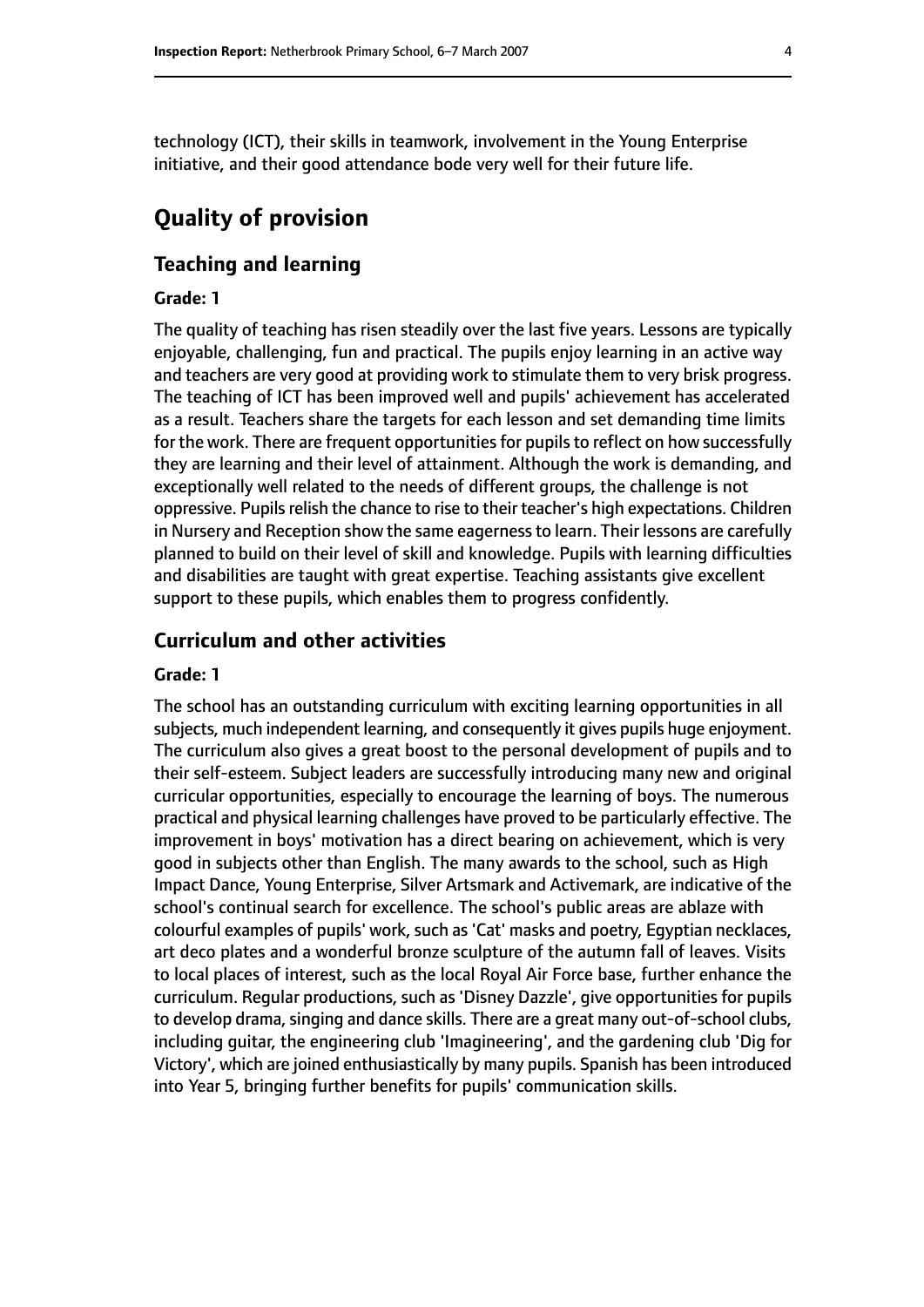technology (ICT), their skills in teamwork, involvement in the Young Enterprise initiative, and their good attendance bode very well for their future life.

# Quality of provision

## Teaching and learning

#### Grade: 1

The quality of teaching has risen steadily over the last five years. Lessons are typically enjoyable, challenging, fun and practical. The pupils enjoy learning in an active way and teachers are very good at providing work to stimulate them to very brisk progress. The teaching of ICT has been improved well and pupils' achievement has accelerated as a result. Teachers share the targets for each lesson and set demanding time limits for the work. There are frequent opportunities for pupils to reflect on how successfully they are learning and their level of attainment. Although the work is demanding, and exceptionally well related to the needs of different groups, the challenge is not oppressive. Pupils relish the chance to rise to their teacher's high expectations. Children in Nursery and Reception show the same eagerness to learn. Their lessons are carefully planned to build on their level of skill and knowledge. Pupils with learning difficulties and disabilities are taught with great expertise. Teaching assistants give excellent support to these pupils, which enables them to progress confidently.

## Curriculum and other activities

#### Grade: 1

The school has an outstanding curriculum with exciting learning opportunities in all subjects, much independent learning, and consequently it gives pupils huge enjoyment. The curriculum also gives a great boost to the personal development of pupils and to their self-esteem. Subject leaders are successfully introducing many new and original curricular opportunities, especially to encourage the learning of boys. The numerous practical and physical learning challenges have proved to be particularly effective. The improvement in boys' motivation has a direct bearing on achievement, which is very good in subjects other than English. The many awards to the school, such as High Impact Dance, Young Enterprise, Silver Artsmark and Activemark, are indicative of the school's continual search for excellence. The school's public areas are ablaze with colourful examples of pupils' work, such as 'Cat' masks and poetry, Egyptian necklaces, art deco plates and a wonderful bronze sculpture of the autumn fall of leaves. Visits to local places of interest, such as the local Royal Air Force base, further enhance the curriculum. Regular productions, such as 'Disney Dazzle', give opportunities for pupils to develop drama, singing and dance skills. There are a great many out-of-school clubs, including guitar, the engineering club 'Imagineering', and the gardening club 'Dig for Victory', which are joined enthusiastically by many pupils. Spanish has been introduced into Year 5, bringing further benefits for pupils' communication skills.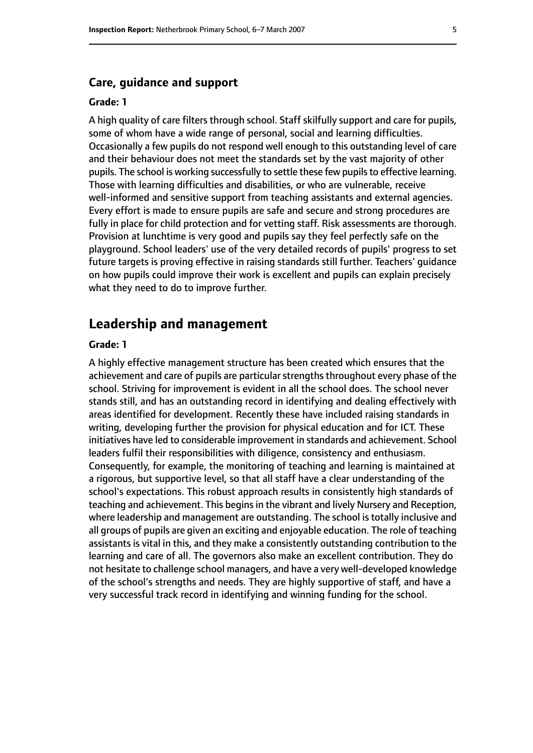### Care, guidance and support

#### Grade: 1

A high quality of care filters through school. Staff skilfully support and care for pupils, some of whom have a wide range of personal, social and learning difficulties. Occasionally a few pupils do not respond well enough to this outstanding level of care and their behaviour does not meet the standards set by the vast majority of other pupils. The school is working successfully to settle these few pupils to effective learning. Those with learning difficulties and disabilities, or who are vulnerable, receive well-informed and sensitive support from teaching assistants and external agencies. Every effort is made to ensure pupils are safe and secure and strong procedures are fully in place for child protection and for vetting staff. Risk assessments are thorough. Provision at lunchtime is very good and pupils say they feel perfectly safe on the playground. School leaders' use of the very detailed records of pupils' progress to set future targets is proving effective in raising standards still further. Teachers' guidance on how pupils could improve their work is excellent and pupils can explain precisely what they need to do to improve further.

## Leadership and management

#### Grade: 1

A highly effective management structure has been created which ensures that the achievement and care of pupils are particular strengths throughout every phase of the school. Striving for improvement is evident in all the school does. The school never stands still, and has an outstanding record in identifying and dealing effectively with areas identified for development. Recently these have included raising standards in writing, developing further the provision for physical education and for ICT. These initiatives have led to considerable improvement in standards and achievement. School leaders fulfil their responsibilities with diligence, consistency and enthusiasm. Consequently, for example, the monitoring of teaching and learning is maintained at a rigorous, but supportive level, so that all staff have a clear understanding of the school's expectations. This robust approach results in consistently high standards of teaching and achievement. This begins in the vibrant and lively Nursery and Reception, where leadership and management are outstanding. The school is totally inclusive and all groups of pupils are given an exciting and enjoyable education. The role of teaching assistants is vital in this, and they make a consistently outstanding contribution to the learning and care of all. The governors also make an excellent contribution. They do not hesitate to challenge school managers, and have a very well-developed knowledge of the school's strengths and needs. They are highly supportive of staff, and have a very successful track record in identifying and winning funding for the school.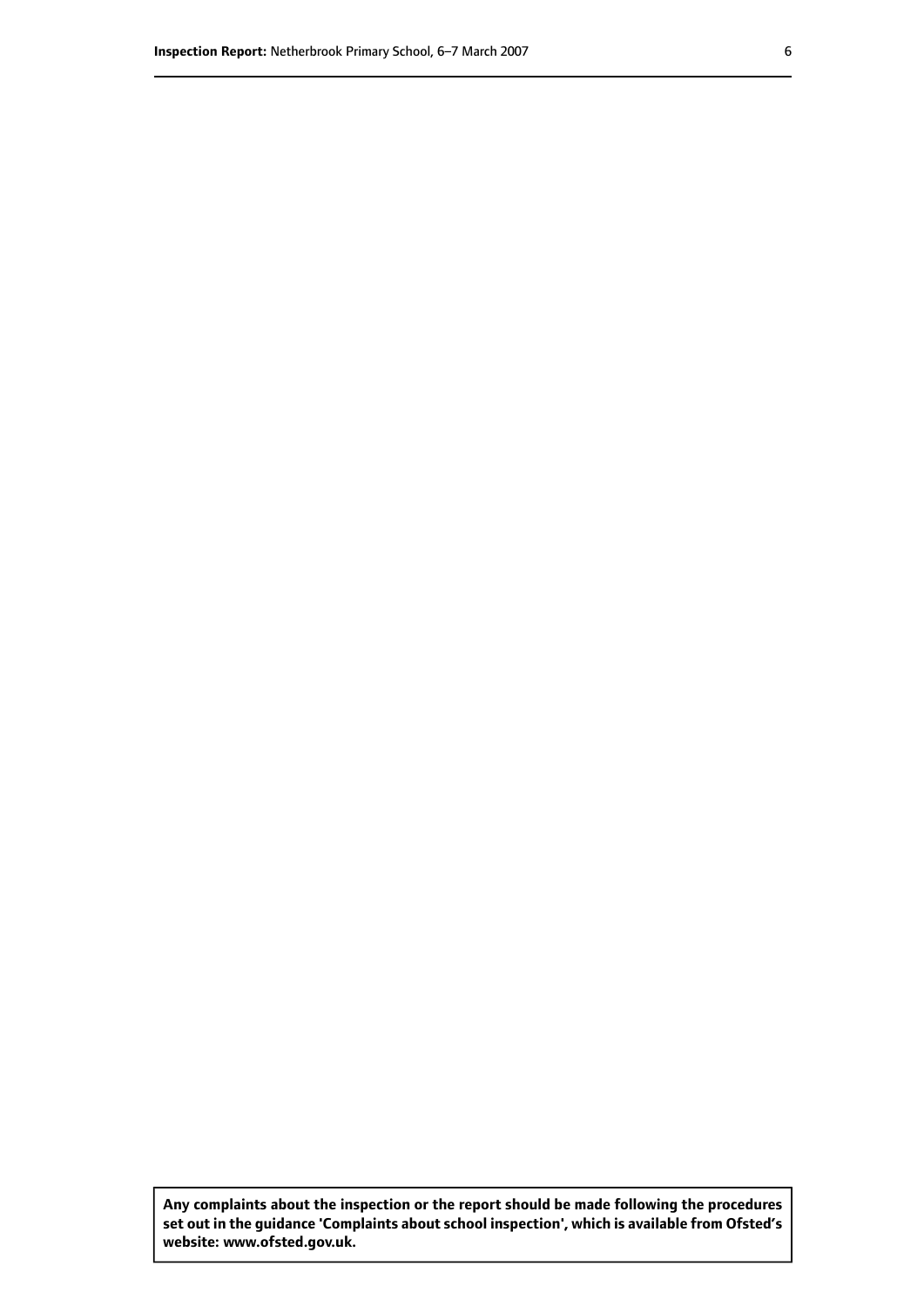**Any complaints about the inspection or the report should be made following the procedures set out in the guidance 'Complaints about school inspection', which is available from Ofsted's website: www.ofsted.gov.uk.**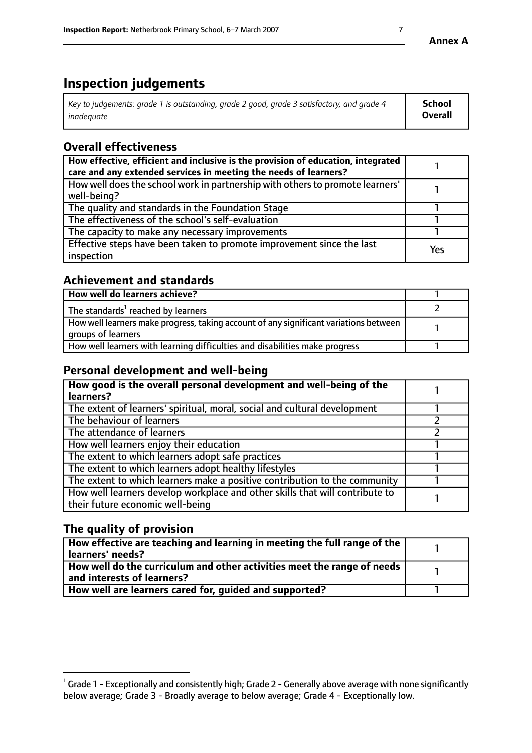**Annex A**

# Inspection judgements

| *Key to judgements: grade 1 is outstanding, grade 2 good, grade 3 satisfactory, and grade 4 inadequate* | **School Overall** |
|---|---|

## Overall effectiveness

| | |
|---|---|
| **How effective, efficient and inclusive is the provision of education, integrated care and any extended services in meeting the needs of learners?** | 1 |
| How well does the school work in partnership with others to promote learners' well-being? | 1 |
| The quality and standards in the Foundation Stage | 1 |
| The effectiveness of the school's self-evaluation | 1 |
| The capacity to make any necessary improvements | 1 |
| Effective steps have been taken to promote improvement since the last inspection | Yes |

## Achievement and standards

| | |
|---|---|
| **How well do learners achieve?** | 1 |
| The standards[1] reached by learners | 2 |
| How well learners make progress, taking account of any significant variations between groups of learners | 1 |
| How well learners with learning difficulties and disabilities make progress | 1 |

## Personal development and well-being

| | |
|---|---|
| **How good is the overall personal development and well-being of the learners?** | 1 |
| The extent of learners' spiritual, moral, social and cultural development | 1 |
| The behaviour of learners | 2 |
| The attendance of learners | 2 |
| How well learners enjoy their education | 1 |
| The extent to which learners adopt safe practices | 1 |
| The extent to which learners adopt healthy lifestyles | 1 |
| The extent to which learners make a positive contribution to the community | 1 |
| How well learners develop workplace and other skills that will contribute to their future economic well-being | 1 |

## The quality of provision

| | |
|---|---|
| **How effective are teaching and learning in meeting the full range of the learners' needs?** | 1 |
| **How well do the curriculum and other activities meet the range of needs and interests of learners?** | 1 |
| **How well are learners cared for, guided and supported?** | 1 |

[1] Grade 1 - Exceptionally and consistently high; Grade 2 - Generally above average with none significantly below average; Grade 3 - Broadly average to below average; Grade 4 - Exceptionally low.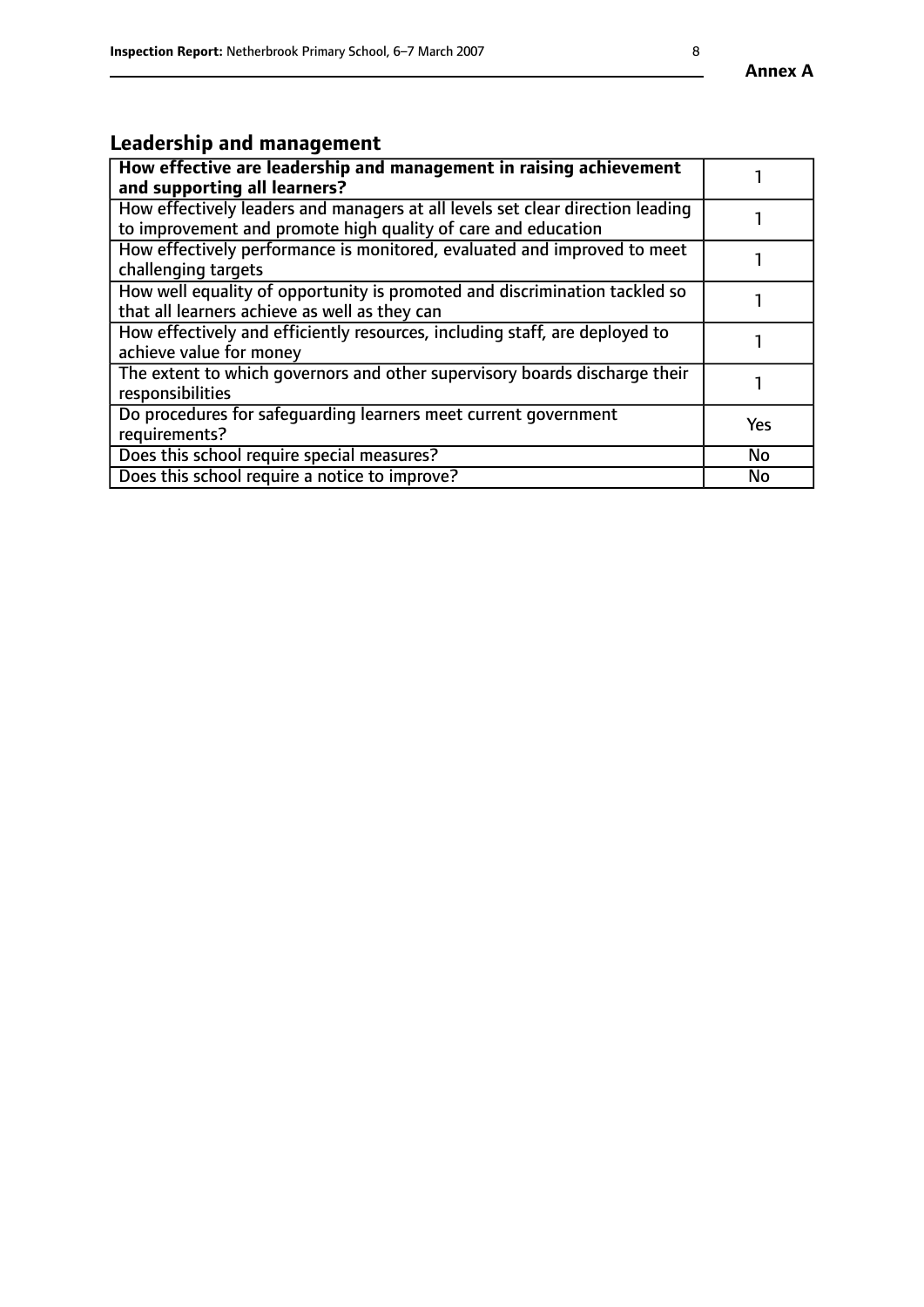## Leadership and management

| **How effective are leadership and management in raising achievement and supporting all learners?** | 1 |
|---|---|
| How effectively leaders and managers at all levels set clear direction leading to improvement and promote high quality of care and education | 1 |
| How effectively performance is monitored, evaluated and improved to meet challenging targets | 1 |
| How well equality of opportunity is promoted and discrimination tackled so that all learners achieve as well as they can | 1 |
| How effectively and efficiently resources, including staff, are deployed to achieve value for money | 1 |
| The extent to which governors and other supervisory boards discharge their responsibilities | 1 |
| Do procedures for safeguarding learners meet current government requirements? | Yes |
| Does this school require special measures? | No |
| Does this school require a notice to improve? | No |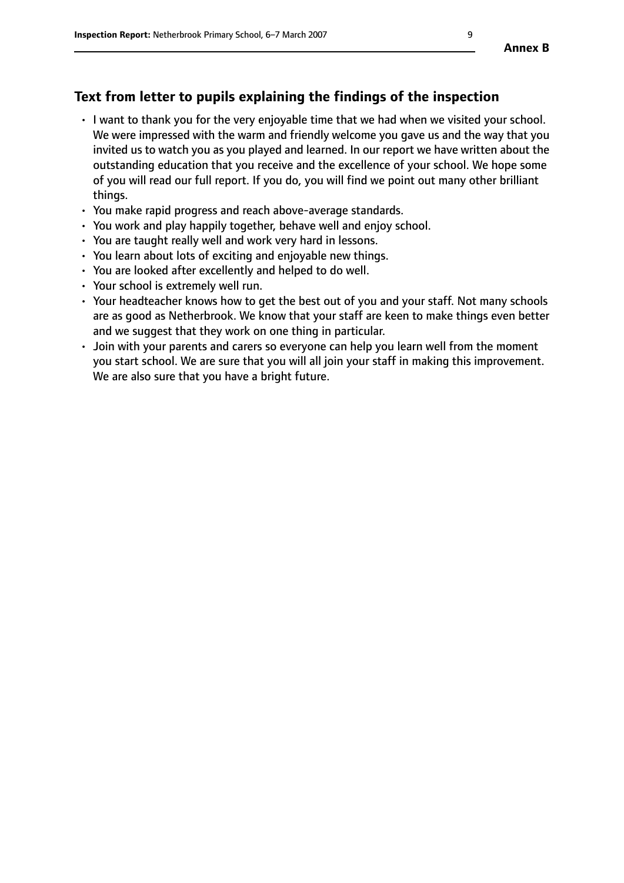## Text from letter to pupils explaining the findings of the inspection

- I want to thank you for the very enjoyable time that we had when we visited your school. We were impressed with the warm and friendly welcome you gave us and the way that you invited us to watch you as you played and learned. In our report we have written about the outstanding education that you receive and the excellence of your school. We hope some of you will read our full report. If you do, you will find we point out many other brilliant things.
- You make rapid progress and reach above-average standards.
- You work and play happily together, behave well and enjoy school.
- You are taught really well and work very hard in lessons.
- You learn about lots of exciting and enjoyable new things.
- You are looked after excellently and helped to do well.
- Your school is extremely well run.
- Your headteacher knows how to get the best out of you and your staff. Not many schools are as good as Netherbrook. We know that your staff are keen to make things even better and we suggest that they work on one thing in particular.
- Join with your parents and carers so everyone can help you learn well from the moment you start school. We are sure that you will all join your staff in making this improvement. We are also sure that you have a bright future.